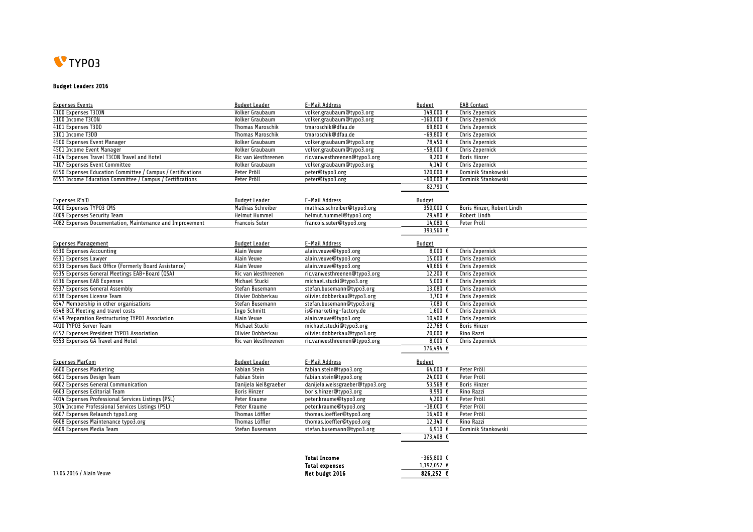TYPO3

## Budget Leaders 2016

| Expenses Events | Budget Leader | E-Mail Address | Budget | EAB Contact |
|---|---|---|---|---|
| 4100 Expenses T3CON | Volker Graubaum | volker.graubaum@typo3.org | 149,000 € | Chris Zepernick |
| 3100 Income T3CON | Volker Graubaum | volker.graubaum@typo3.org | -160,000 € | Chris Zepernick |
| 4101 Expenses T3DD | Thomas Maroschik | tmaroschik@dfau.de | 69,800 € | Chris Zepernick |
| 3101 Income T3DD | Thomas Maroschik | tmaroschik@dfau.de | -69,800 € | Chris Zepernick |
| 4500 Expenses Event Manager | Volker Graubaum | volker.graubaum@typo3.org | 78,450 € | Chris Zepernick |
| 4501 Income Event Manager | Volker Graubaum | volker.graubaum@typo3.org | -58,000 € | Chris Zepernick |
| 4104 Expenses Travel T3CON Travel and Hotel | Ric van Westhreenen | ric.vanwesthreenen@typo3.org | 9,200 € | Boris Hinzer |
| 4107 Expenses Event Committee | Volker Graubaum | volker.graubaum@typo3.org | 4,140 € | Chris Zepernick |
| 6550 Expenses Education Committee / Campus / Certifications | Peter Pröll | peter@typo3.org | 120,000 € | Dominik Stankowski |
| 6551 Income Education Committee / Campus / Certifications | Peter Pröll | peter@typo3.org | -60,000 € | Dominik Stankowski |
| | | | 82,790 € | |

| Expenses R'n'D | Budget Leader | E-Mail Address | Budget | |
|---|---|---|---|---|
| 4000 Expenses TYPO3 CMS | Mathias Schreiber | mathias.schreiber@typo3.org | 350,000 € | Boris Hinzer, Robert Lindh |
| 4009 Expenses Security Team | Helmut Hummel | helmut.hummel@typo3.org | 29,480 € | Robert Lindh |
| 4082 Expenses Documentation, Maintenance and Improvement | Francois Suter | francois.suter@typo3.org | 14,080 € | Peter Pröll |
| | | | 393,560 € | |

| Expenses Management | Budget Leader | E-Mail Address | Budget | |
|---|---|---|---|---|
| 6530 Expenses Accounting | Alain Veuve | alain.veuve@typo3.org | 8,000 € | Chris Zepernick |
| 6531 Expenses Lawyer | Alain Veuve | alain.veuve@typo3.org | 15,000 € | Chris Zepernick |
| 6533 Expenses Back Office (Formerly Board Assistance) | Alain Veuve | alain.veuve@typo3.org | 49,666 € | Chris Zepernick |
| 6535 Expenses General Meetings EAB+Board (QSA) | Ric van Westhreenen | ric.vanwesthreenen@typo3.org | 12,200 € | Chris Zepernick |
| 6536 Expenses EAB Expenses | Michael Stucki | michael.stucki@typo3.org | 5,000 € | Chris Zepernick |
| 6537 Expenses General Assembly | Stefan Busemann | stefan.busemann@typo3.org | 13,080 € | Chris Zepernick |
| 6538 Expenses License Team | Olivier Dobberkau | olivier.dobberkau@typo3.org | 3,700 € | Chris Zepernick |
| 6547 Membership in other organisations | Stefan Busemann | stefan.busemann@typo3.org | 7,080 € | Chris Zepernick |
| 6548 BCC Meeting and travel costs | Ingo Schmitt | is@marketing-factory.de | 1,600 € | Chris Zepernick |
| 6549 Preparation Restructuring TYPO3 Association | Alain Veuve | alain.veuve@typo3.org | 10,400 € | Chris Zepernick |
| 4010 TYPO3 Server Team | Michael Stucki | michael.stucki@typo3.org | 22,768 € | Boris Hinzer |
| 6552 Expenses President TYPO3 Association | Olivier Dobberkau | olivier.dobberkau@typo3.org | 20,000 € | Rino Razzi |
| 6553 Expenses GA Travel and Hotel | Ric van Westhreenen | ric.vanwesthreenen@typo3.org | 8,000 € | Chris Zepernick |
| | | | 176,494 € | |

| Expenses MarCom | Budget Leader | E-Mail Address | Budget | |
|---|---|---|---|---|
| 6600 Expenses Marketing | Fabian Stein | fabian.stein@typo3.org | 64,000 € | Peter Pröll |
| 6601 Expenses Design Team | Fabian Stein | fabian.stein@typo3.org | 24,000 € | Peter Pröll |
| 6602 Expenses General Communication | Danijela Weißgraeber | danijela.weissgraeber@typo3.org | 53,568 € | Boris Hinzer |
| 6603 Expenses Editorial Team | Boris Hinzer | boris.hinzer@typo3.org | 9,990 € | Rino Razzi |
| 4014 Expenses Professional Services Listings (PSL) | Peter Kraume | peter.kraume@typo3.org | 4,200 € | Peter Pröll |
| 3014 Income Professional Services Listings (PSL) | Peter Kraume | peter.kraume@typo3.org | -18,000 € | Peter Pröll |
| 6607 Expenses Relaunch typo3.org | Thomas Löffler | thomas.loeffler@typo3.org | 16,400 € | Peter Pröll |
| 6608 Expenses Maintenance typo3.org | Thomas Löffler | thomas.loeffler@typo3.org | 12,340 € | Rino Razzi |
| 6609 Expenses Media Team | Stefan Busemann | stefan.busemann@typo3.org | 6,910 € | Dominik Stankowski |
| | | | 173,408 € | |

| | |
|---|---|
| **Total Income** | -365,800 € |
| **Total expenses** | 1,192,052 € |
| **Net budgt 2016** | **826,252 €** |

17.06.2016 / Alain Veuve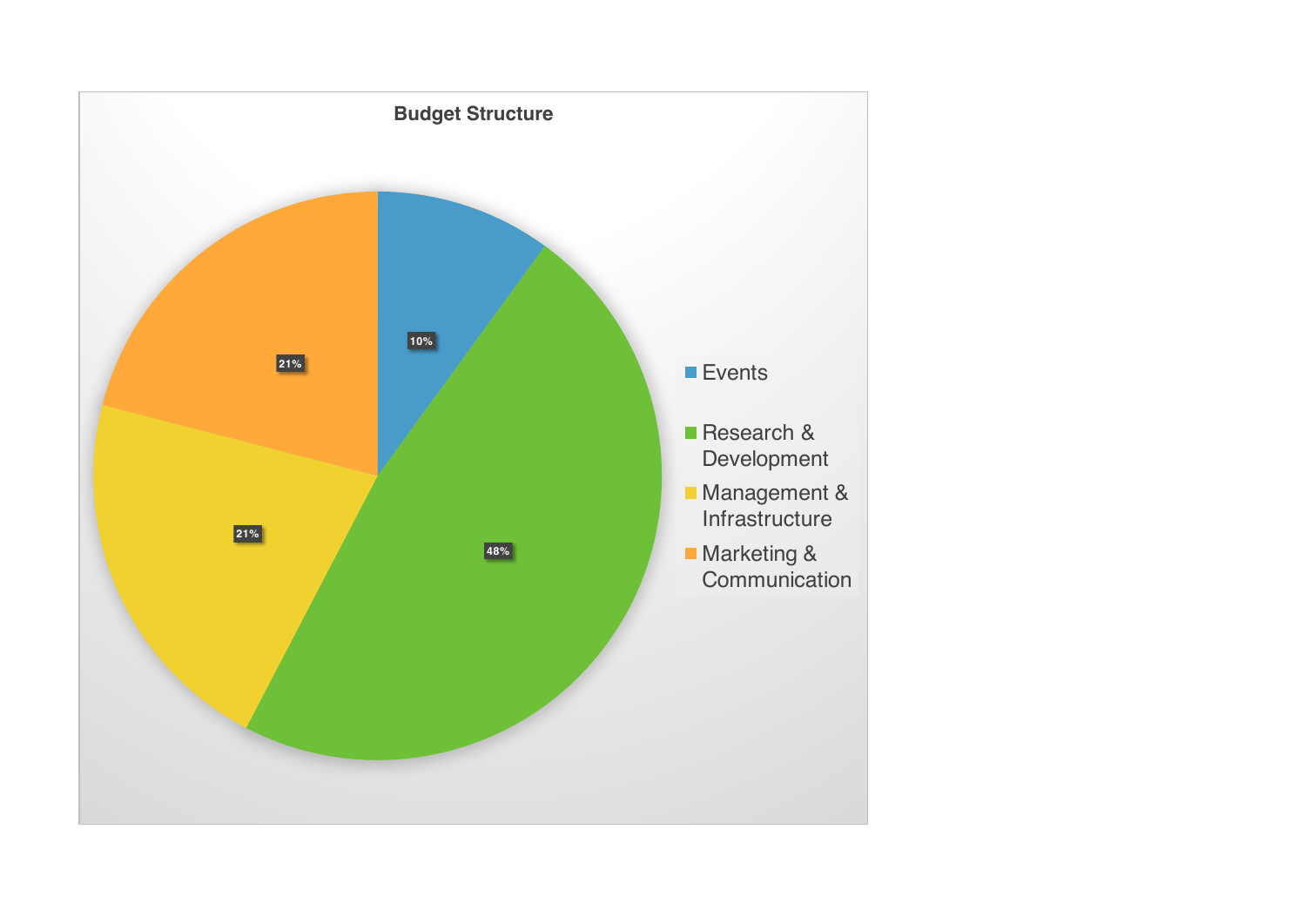**Budget Structure**

| Category | Share |
| --- | --- |
| Events | 10% |
| Research & Development | 48% |
| Management & Infrastructure | 21% |
| Marketing & Communication | 21% |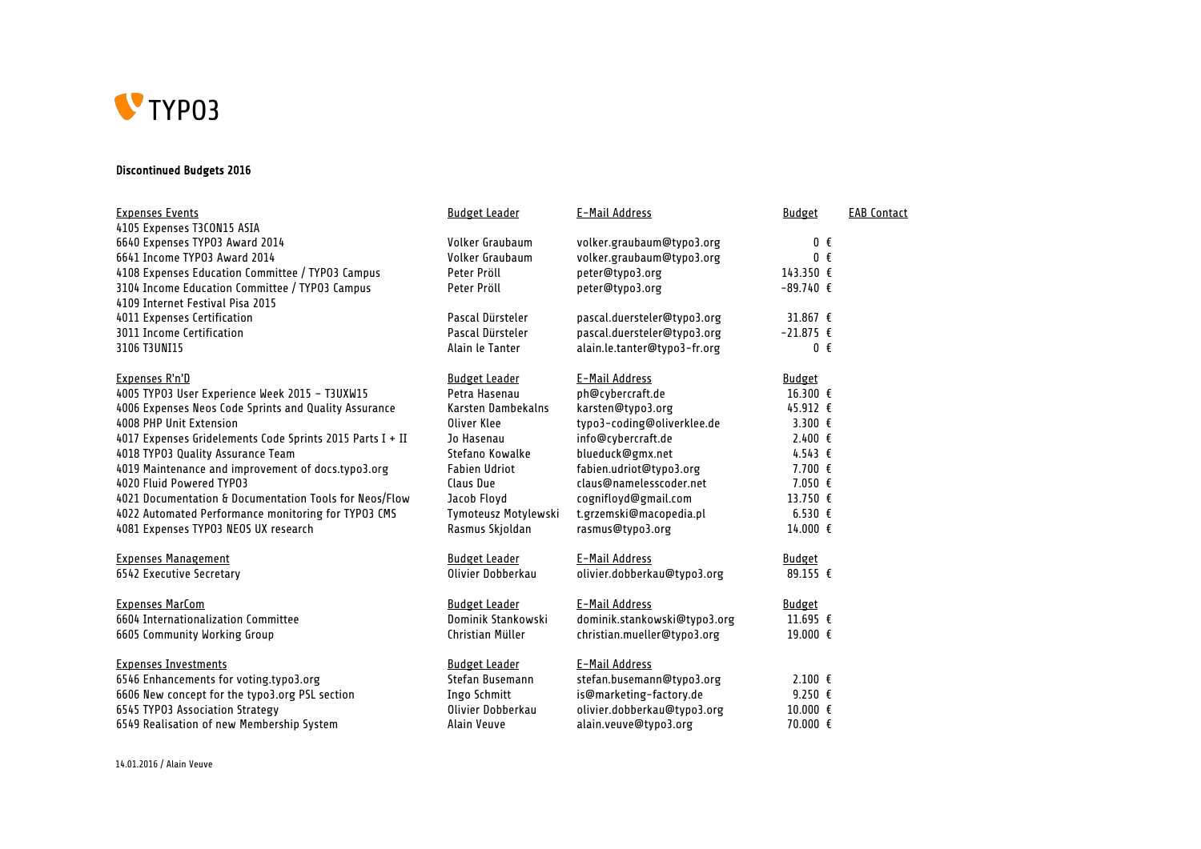TYPO3

## Discontinued Budgets 2016

| Expenses Events | Budget Leader | E-Mail Address | Budget | EAB Contact |
|---|---|---|---|---|
| 4105 Expenses T3CON15 ASIA | | | | |
| 6640 Expenses TYPO3 Award 2014 | Volker Graubaum | volker.graubaum@typo3.org | 0 € | |
| 6641 Income TYPO3 Award 2014 | Volker Graubaum | volker.graubaum@typo3.org | 0 € | |
| 4108 Expenses Education Committee / TYPO3 Campus | Peter Pröll | peter@typo3.org | 143.350 € | |
| 3104 Income Education Committee / TYPO3 Campus | Peter Pröll | peter@typo3.org | -89.740 € | |
| 4109 Internet Festival Pisa 2015 | | | | |
| 4011 Expenses Certification | Pascal Dürsteler | pascal.duersteler@typo3.org | 31.867 € | |
| 3011 Income Certification | Pascal Dürsteler | pascal.duersteler@typo3.org | -21.875 € | |
| 3106 T3UNI15 | Alain le Tanter | alain.le.tanter@typo3-fr.org | 0 € | |

| Expenses R'n'D | Budget Leader | E-Mail Address | Budget |
|---|---|---|---|
| 4005 TYPO3 User Experience Week 2015 - T3UXW15 | Petra Hasenau | ph@cybercraft.de | 16.300 € |
| 4006 Expenses Neos Code Sprints and Quality Assurance | Karsten Dambekalns | karsten@typo3.org | 45.912 € |
| 4008 PHP Unit Extension | Oliver Klee | typo3-coding@oliverklee.de | 3.300 € |
| 4017 Expenses Gridelements Code Sprints 2015 Parts I + II | Jo Hasenau | info@cybercraft.de | 2.400 € |
| 4018 TYPO3 Quality Assurance Team | Stefano Kowalke | blueduck@gmx.net | 4.543 € |
| 4019 Maintenance and improvement of docs.typo3.org | Fabien Udriot | fabien.udriot@typo3.org | 7.700 € |
| 4020 Fluid Powered TYPO3 | Claus Due | claus@namelesscoder.net | 7.050 € |
| 4021 Documentation & Documentation Tools for Neos/Flow | Jacob Floyd | cognifloyd@gmail.com | 13.750 € |
| 4022 Automated Performance monitoring for TYPO3 CMS | Tymoteusz Motylewski | t.grzemski@macopedia.pl | 6.530 € |
| 4081 Expenses TYPO3 NEOS UX research | Rasmus Skjoldan | rasmus@typo3.org | 14.000 € |

| Expenses Management | Budget Leader | E-Mail Address | Budget |
|---|---|---|---|
| 6542 Executive Secretary | Olivier Dobberkau | olivier.dobberkau@typo3.org | 89.155 € |

| Expenses MarCom | Budget Leader | E-Mail Address | Budget |
|---|---|---|---|
| 6604 Internationalization Committee | Dominik Stankowski | dominik.stankowski@typo3.org | 11.695 € |
| 6605 Community Working Group | Christian Müller | christian.mueller@typo3.org | 19.000 € |

| Expenses Investments | Budget Leader | E-Mail Address | |
|---|---|---|---|
| 6546 Enhancements for voting.typo3.org | Stefan Busemann | stefan.busemann@typo3.org | 2.100 € |
| 6606 New concept for the typo3.org PSL section | Ingo Schmitt | is@marketing-factory.de | 9.250 € |
| 6545 TYPO3 Association Strategy | Olivier Dobberkau | olivier.dobberkau@typo3.org | 10.000 € |
| 6549 Realisation of new Membership System | Alain Veuve | alain.veuve@typo3.org | 70.000 € |

14.01.2016 / Alain Veuve